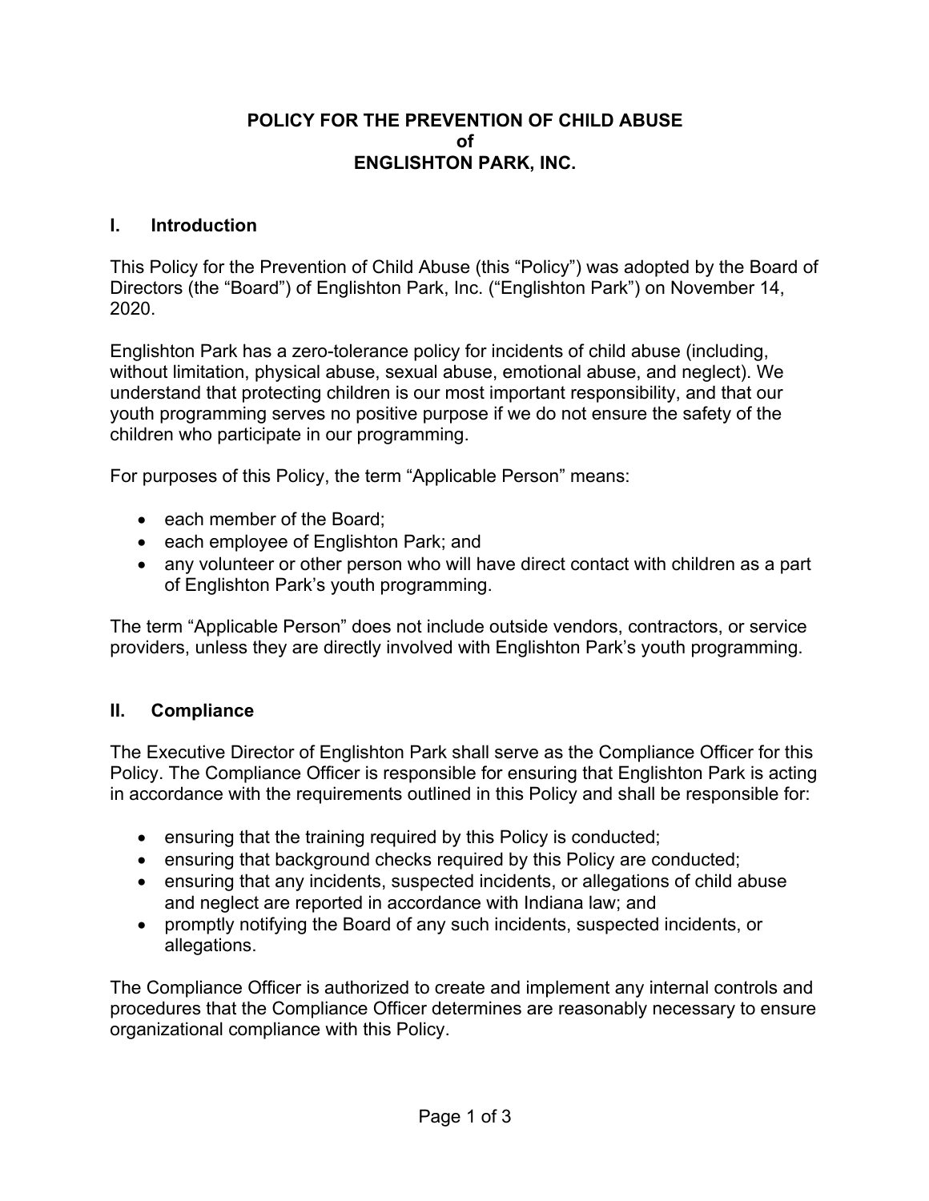# POLICY FOR THE PREVENTION OF CHILD ABUSE
# of
# ENGLISHTON PARK, INC.

## I. Introduction

This Policy for the Prevention of Child Abuse (this "Policy") was adopted by the Board of Directors (the "Board") of Englishton Park, Inc. ("Englishton Park") on November 14, 2020.

Englishton Park has a zero-tolerance policy for incidents of child abuse (including, without limitation, physical abuse, sexual abuse, emotional abuse, and neglect). We understand that protecting children is our most important responsibility, and that our youth programming serves no positive purpose if we do not ensure the safety of the children who participate in our programming.

For purposes of this Policy, the term "Applicable Person" means:

- each member of the Board;
- each employee of Englishton Park; and
- any volunteer or other person who will have direct contact with children as a part of Englishton Park's youth programming.

The term "Applicable Person" does not include outside vendors, contractors, or service providers, unless they are directly involved with Englishton Park's youth programming.

## II. Compliance

The Executive Director of Englishton Park shall serve as the Compliance Officer for this Policy. The Compliance Officer is responsible for ensuring that Englishton Park is acting in accordance with the requirements outlined in this Policy and shall be responsible for:

- ensuring that the training required by this Policy is conducted;
- ensuring that background checks required by this Policy are conducted;
- ensuring that any incidents, suspected incidents, or allegations of child abuse and neglect are reported in accordance with Indiana law; and
- promptly notifying the Board of any such incidents, suspected incidents, or allegations.

The Compliance Officer is authorized to create and implement any internal controls and procedures that the Compliance Officer determines are reasonably necessary to ensure organizational compliance with this Policy.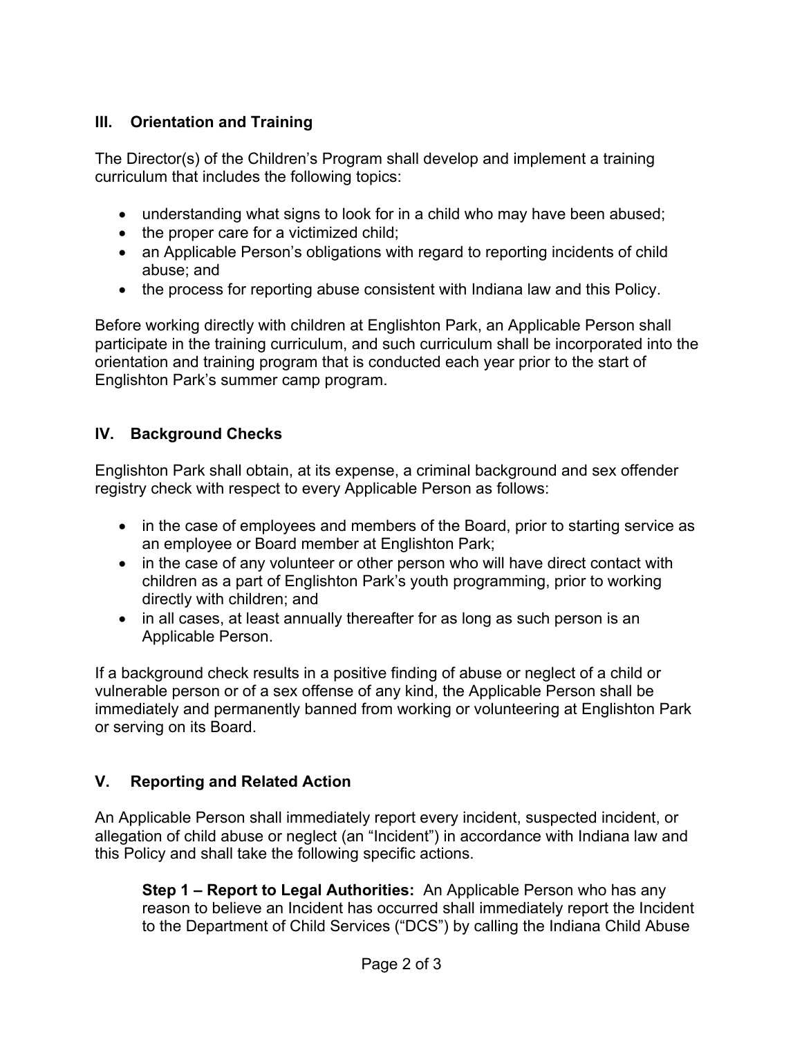## III. Orientation and Training

The Director(s) of the Children's Program shall develop and implement a training curriculum that includes the following topics:

- understanding what signs to look for in a child who may have been abused;
- the proper care for a victimized child;
- an Applicable Person's obligations with regard to reporting incidents of child abuse; and
- the process for reporting abuse consistent with Indiana law and this Policy.

Before working directly with children at Englishton Park, an Applicable Person shall participate in the training curriculum, and such curriculum shall be incorporated into the orientation and training program that is conducted each year prior to the start of Englishton Park's summer camp program.

## IV. Background Checks

Englishton Park shall obtain, at its expense, a criminal background and sex offender registry check with respect to every Applicable Person as follows:

- in the case of employees and members of the Board, prior to starting service as an employee or Board member at Englishton Park;
- in the case of any volunteer or other person who will have direct contact with children as a part of Englishton Park's youth programming, prior to working directly with children; and
- in all cases, at least annually thereafter for as long as such person is an Applicable Person.

If a background check results in a positive finding of abuse or neglect of a child or vulnerable person or of a sex offense of any kind, the Applicable Person shall be immediately and permanently banned from working or volunteering at Englishton Park or serving on its Board.

## V. Reporting and Related Action

An Applicable Person shall immediately report every incident, suspected incident, or allegation of child abuse or neglect (an "Incident") in accordance with Indiana law and this Policy and shall take the following specific actions.

**Step 1 – Report to Legal Authorities:** An Applicable Person who has any reason to believe an Incident has occurred shall immediately report the Incident to the Department of Child Services ("DCS") by calling the Indiana Child Abuse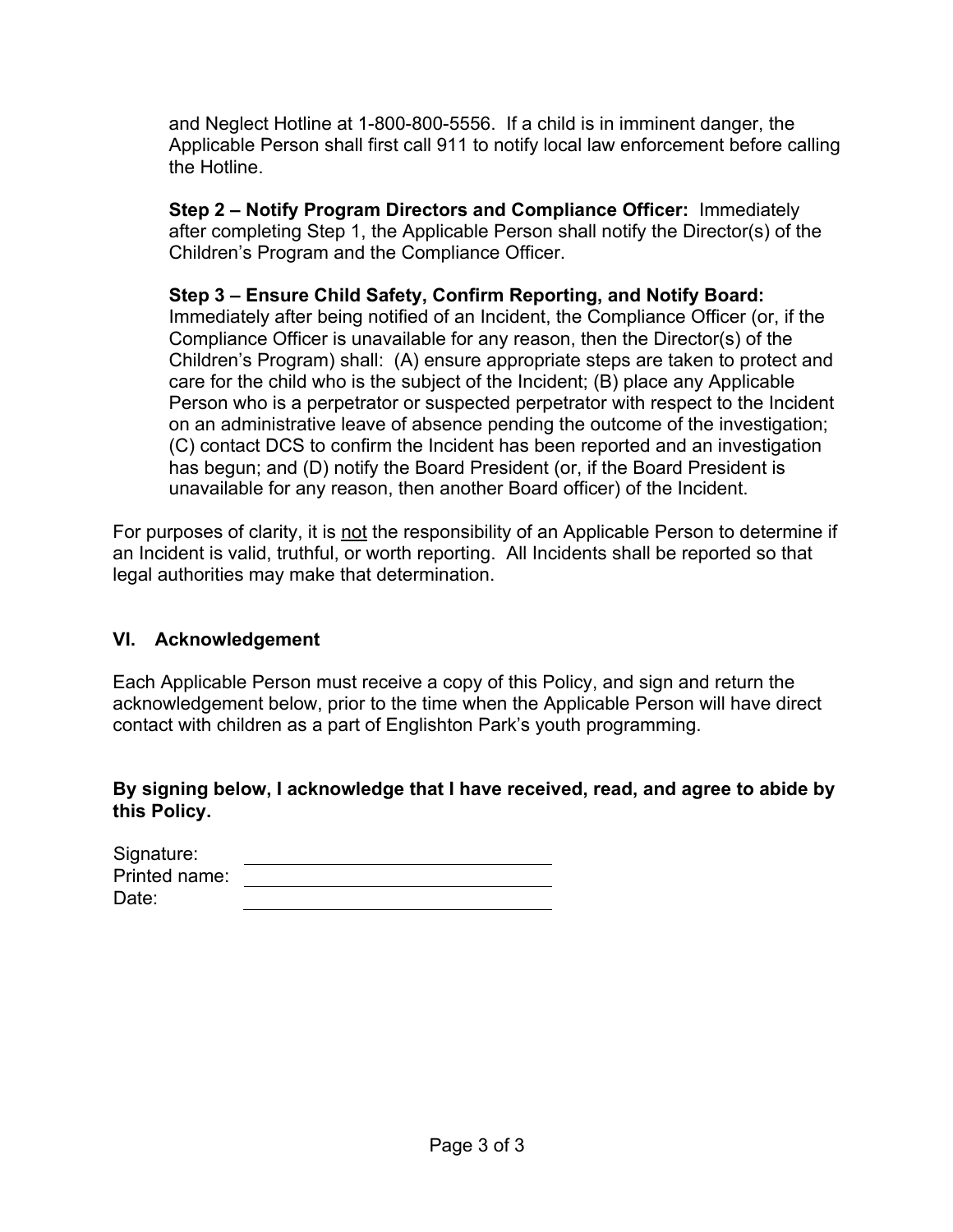and Neglect Hotline at 1-800-800-5556. If a child is in imminent danger, the Applicable Person shall first call 911 to notify local law enforcement before calling the Hotline.

**Step 2 – Notify Program Directors and Compliance Officer:** Immediately after completing Step 1, the Applicable Person shall notify the Director(s) of the Children's Program and the Compliance Officer.

**Step 3 – Ensure Child Safety, Confirm Reporting, and Notify Board:** Immediately after being notified of an Incident, the Compliance Officer (or, if the Compliance Officer is unavailable for any reason, then the Director(s) of the Children's Program) shall: (A) ensure appropriate steps are taken to protect and care for the child who is the subject of the Incident; (B) place any Applicable Person who is a perpetrator or suspected perpetrator with respect to the Incident on an administrative leave of absence pending the outcome of the investigation; (C) contact DCS to confirm the Incident has been reported and an investigation has begun; and (D) notify the Board President (or, if the Board President is unavailable for any reason, then another Board officer) of the Incident.

For purposes of clarity, it is <u>not</u> the responsibility of an Applicable Person to determine if an Incident is valid, truthful, or worth reporting. All Incidents shall be reported so that legal authorities may make that determination.

## VI. Acknowledgement

Each Applicable Person must receive a copy of this Policy, and sign and return the acknowledgement below, prior to the time when the Applicable Person will have direct contact with children as a part of Englishton Park's youth programming.

**By signing below, I acknowledge that I have received, read, and agree to abide by this Policy.**

Signature: ______________________________
Printed name: ______________________________
Date: ______________________________